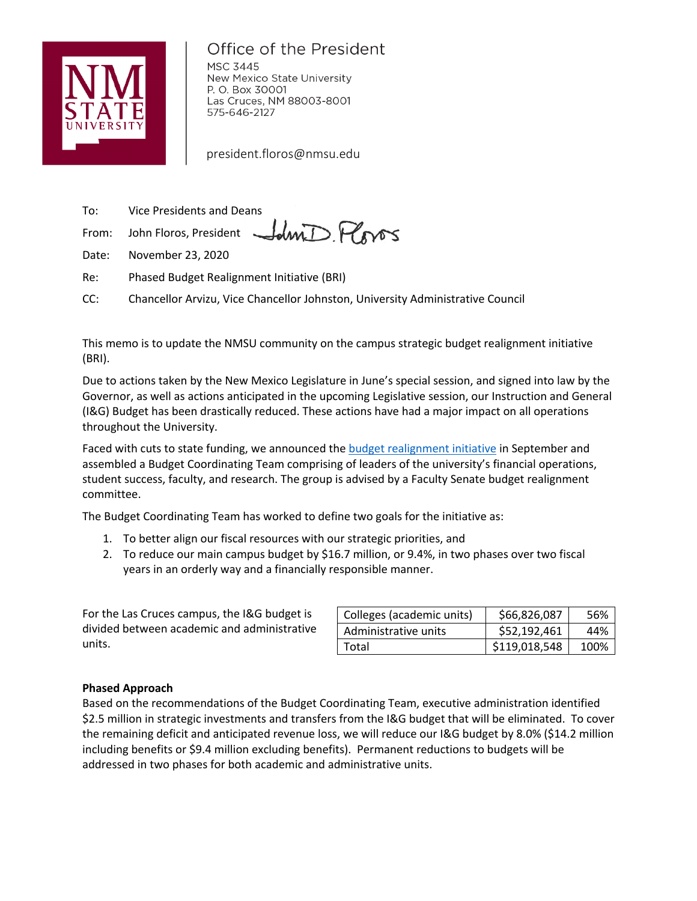Office of the President
MSC 3445
New Mexico State University
P. O. Box 30001
Las Cruces, NM 88003-8001
575-646-2127

president.floros@nmsu.edu

To: Vice Presidents and Deans

From: John Floros, President

Date: November 23, 2020

Re: Phased Budget Realignment Initiative (BRI)

CC: Chancellor Arvizu, Vice Chancellor Johnston, University Administrative Council

This memo is to update the NMSU community on the campus strategic budget realignment initiative (BRI).

Due to actions taken by the New Mexico Legislature in June's special session, and signed into law by the Governor, as well as actions anticipated in the upcoming Legislative session, our Instruction and General (I&G) Budget has been drastically reduced. These actions have had a major impact on all operations throughout the University.

Faced with cuts to state funding, we announced the budget realignment initiative in September and assembled a Budget Coordinating Team comprising of leaders of the university's financial operations, student success, faculty, and research. The group is advised by a Faculty Senate budget realignment committee.

The Budget Coordinating Team has worked to define two goals for the initiative as:

1. To better align our fiscal resources with our strategic priorities, and
2. To reduce our main campus budget by $16.7 million, or 9.4%, in two phases over two fiscal years in an orderly way and a financially responsible manner.

For the Las Cruces campus, the I&G budget is divided between academic and administrative units.

| Colleges (academic units) | $66,826,087 | 56% |
|---|---|---|
| Administrative units | $52,192,461 | 44% |
| Total | $119,018,548 | 100% |

**Phased Approach**

Based on the recommendations of the Budget Coordinating Team, executive administration identified $2.5 million in strategic investments and transfers from the I&G budget that will be eliminated. To cover the remaining deficit and anticipated revenue loss, we will reduce our I&G budget by 8.0% ($14.2 million including benefits or $9.4 million excluding benefits). Permanent reductions to budgets will be addressed in two phases for both academic and administrative units.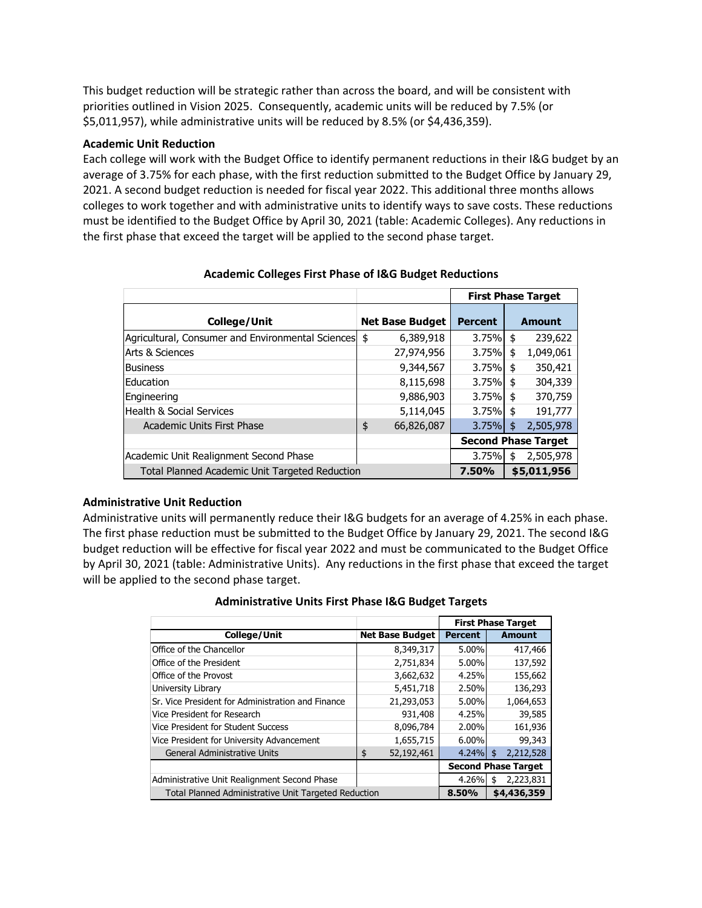This budget reduction will be strategic rather than across the board, and will be consistent with priorities outlined in Vision 2025. Consequently, academic units will be reduced by 7.5% (or $5,011,957), while administrative units will be reduced by 8.5% (or $4,436,359).

**Academic Unit Reduction**

Each college will work with the Budget Office to identify permanent reductions in their I&G budget by an average of 3.75% for each phase, with the first reduction submitted to the Budget Office by January 29, 2021. A second budget reduction is needed for fiscal year 2022. This additional three months allows colleges to work together and with administrative units to identify ways to save costs. These reductions must be identified to the Budget Office by April 30, 2021 (table: Academic Colleges). Any reductions in the first phase that exceed the target will be applied to the second phase target.

**Academic Colleges First Phase of I&G Budget Reductions**

| | | First Phase Target | |
|---|---|---|---|
| **College/Unit** | **Net Base Budget** | **Percent** | **Amount** |
| Agricultural, Consumer and Environmental Sciences | $ 6,389,918 | 3.75% | $ 239,622 |
| Arts & Sciences | 27,974,956 | 3.75% | $ 1,049,061 |
| Business | 9,344,567 | 3.75% | $ 350,421 |
| Education | 8,115,698 | 3.75% | $ 304,339 |
| Engineering | 9,886,903 | 3.75% | $ 370,759 |
| Health & Social Services | 5,114,045 | 3.75% | $ 191,777 |
| Academic Units First Phase | $ 66,826,087 | 3.75% | $ 2,505,978 |
| | | **Second Phase Target** | |
| Academic Unit Realignment Second Phase | | 3.75% | $ 2,505,978 |
| Total Planned Academic Unit Targeted Reduction | | **7.50%** | **$5,011,956** |

**Administrative Unit Reduction**

Administrative units will permanently reduce their I&G budgets for an average of 4.25% in each phase. The first phase reduction must be submitted to the Budget Office by January 29, 2021. The second I&G budget reduction will be effective for fiscal year 2022 and must be communicated to the Budget Office by April 30, 2021 (table: Administrative Units). Any reductions in the first phase that exceed the target will be applied to the second phase target.

**Administrative Units First Phase I&G Budget Targets**

| | | First Phase Target | |
|---|---|---|---|
| **College/Unit** | **Net Base Budget** | **Percent** | **Amount** |
| Office of the Chancellor | 8,349,317 | 5.00% | 417,466 |
| Office of the President | 2,751,834 | 5.00% | 137,592 |
| Office of the Provost | 3,662,632 | 4.25% | 155,662 |
| University Library | 5,451,718 | 2.50% | 136,293 |
| Sr. Vice President for Administration and Finance | 21,293,053 | 5.00% | 1,064,653 |
| Vice President for Research | 931,408 | 4.25% | 39,585 |
| Vice President for Student Success | 8,096,784 | 2.00% | 161,936 |
| Vice President for University Advancement | 1,655,715 | 6.00% | 99,343 |
| General Administrative Units | $ 52,192,461 | 4.24% | $ 2,212,528 |
| | | **Second Phase Target** | |
| Administrative Unit Realignment Second Phase | | 4.26% | $ 2,223,831 |
| Total Planned Administrative Unit Targeted Reduction | | **8.50%** | **$4,436,359** |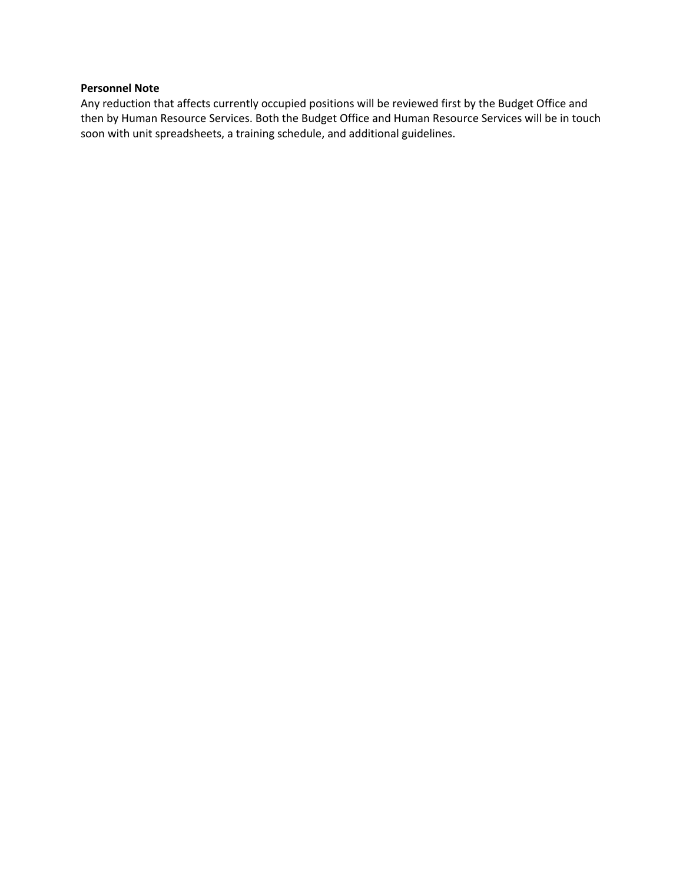**Personnel Note**

Any reduction that affects currently occupied positions will be reviewed first by the Budget Office and then by Human Resource Services. Both the Budget Office and Human Resource Services will be in touch soon with unit spreadsheets, a training schedule, and additional guidelines.